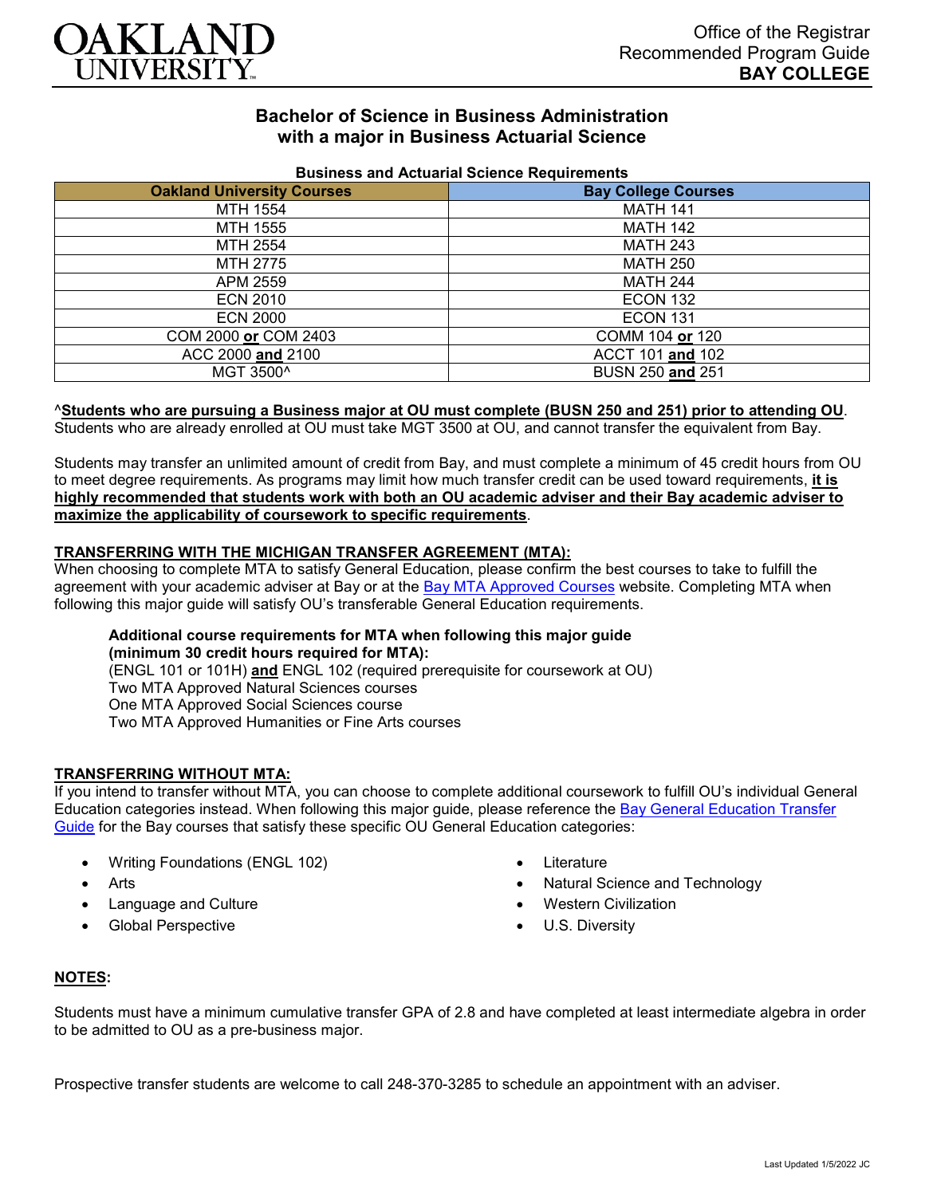# Oakland University

Office of the Registrar
Recommended Program Guide
**BAY COLLEGE**

## Bachelor of Science in Business Administration with a major in Business Actuarial Science

**Business and Actuarial Science Requirements**

| Oakland University Courses | Bay College Courses |
|---|---|
| MTH 1554 | MATH 141 |
| MTH 1555 | MATH 142 |
| MTH 2554 | MATH 243 |
| MTH 2775 | MATH 250 |
| APM 2559 | MATH 244 |
| ECN 2010 | ECON 132 |
| ECN 2000 | ECON 131 |
| COM 2000 **or** COM 2403 | COMM 104 **or** 120 |
| ACC 2000 **and** 2100 | ACCT 101 **and** 102 |
| MGT 3500^ | BUSN 250 **and** 251 |

^**Students who are pursuing a Business major at OU must complete (BUSN 250 and 251) prior to attending OU**. Students who are already enrolled at OU must take MGT 3500 at OU, and cannot transfer the equivalent from Bay.

Students may transfer an unlimited amount of credit from Bay, and must complete a minimum of 45 credit hours from OU to meet degree requirements. As programs may limit how much transfer credit can be used toward requirements, **it is highly recommended that students work with both an OU academic adviser and their Bay academic adviser to maximize the applicability of coursework to specific requirements**.

### TRANSFERRING WITH THE MICHIGAN TRANSFER AGREEMENT (MTA):

When choosing to complete MTA to satisfy General Education, please confirm the best courses to take to fulfill the agreement with your academic adviser at Bay or at the Bay MTA Approved Courses website. Completing MTA when following this major guide will satisfy OU's transferable General Education requirements.

**Additional course requirements for MTA when following this major guide (minimum 30 credit hours required for MTA):**
(ENGL 101 or 101H) **and** ENGL 102 (required prerequisite for coursework at OU)
Two MTA Approved Natural Sciences courses
One MTA Approved Social Sciences course
Two MTA Approved Humanities or Fine Arts courses

### TRANSFERRING WITHOUT MTA:

If you intend to transfer without MTA, you can choose to complete additional coursework to fulfill OU's individual General Education categories instead. When following this major guide, please reference the Bay General Education Transfer Guide for the Bay courses that satisfy these specific OU General Education categories:

- Writing Foundations (ENGL 102)
- Arts
- Language and Culture
- Global Perspective
- Literature
- Natural Science and Technology
- Western Civilization
- U.S. Diversity

### NOTES:

Students must have a minimum cumulative transfer GPA of 2.8 and have completed at least intermediate algebra in order to be admitted to OU as a pre-business major.

Prospective transfer students are welcome to call 248-370-3285 to schedule an appointment with an adviser.

Last Updated 1/5/2022 JC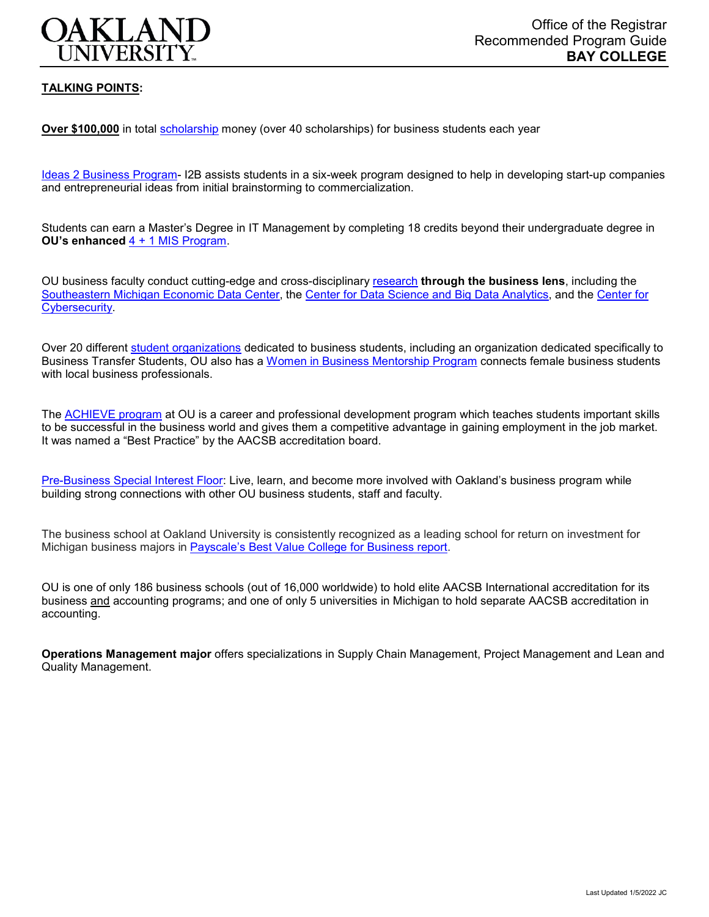**TALKING POINTS:**

**Over $100,000** in total scholarship money (over 40 scholarships) for business students each year

Ideas 2 Business Program- I2B assists students in a six-week program designed to help in developing start-up companies and entrepreneurial ideas from initial brainstorming to commercialization.

Students can earn a Master's Degree in IT Management by completing 18 credits beyond their undergraduate degree in **OU's enhanced** 4 + 1 MIS Program.

OU business faculty conduct cutting-edge and cross-disciplinary research **through the business lens**, including the Southeastern Michigan Economic Data Center, the Center for Data Science and Big Data Analytics, and the Center for Cybersecurity.

Over 20 different student organizations dedicated to business students, including an organization dedicated specifically to Business Transfer Students, OU also has a Women in Business Mentorship Program connects female business students with local business professionals.

The ACHIEVE program at OU is a career and professional development program which teaches students important skills to be successful in the business world and gives them a competitive advantage in gaining employment in the job market. It was named a "Best Practice" by the AACSB accreditation board.

Pre-Business Special Interest Floor: Live, learn, and become more involved with Oakland's business program while building strong connections with other OU business students, staff and faculty.

The business school at Oakland University is consistently recognized as a leading school for return on investment for Michigan business majors in Payscale's Best Value College for Business report.

OU is one of only 186 business schools (out of 16,000 worldwide) to hold elite AACSB International accreditation for its business and accounting programs; and one of only 5 universities in Michigan to hold separate AACSB accreditation in accounting.

**Operations Management major** offers specializations in Supply Chain Management, Project Management and Lean and Quality Management.